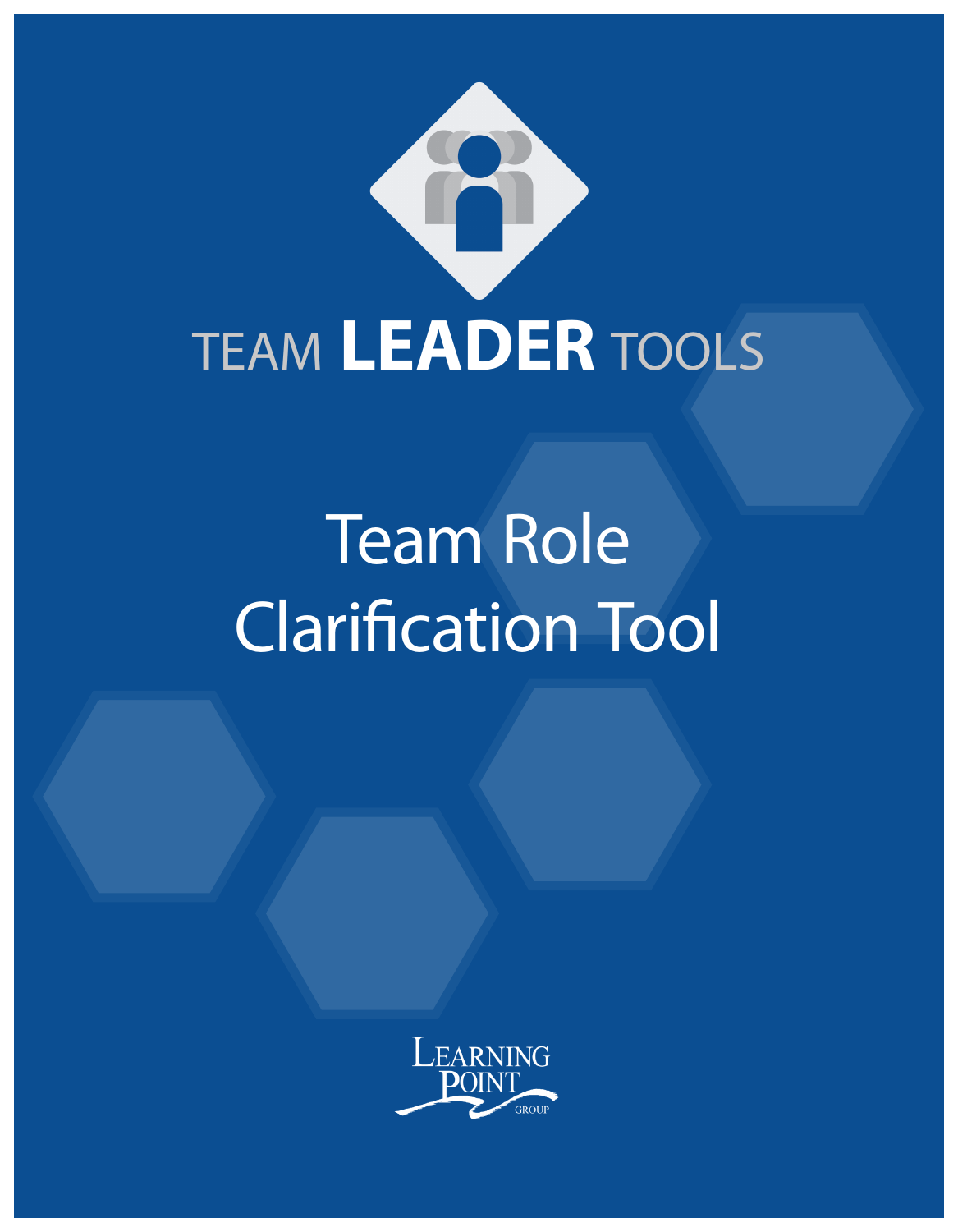TEAM **LEADER** TOOLS

# Team Role Clarification Tool

LEARNING POINT GROUP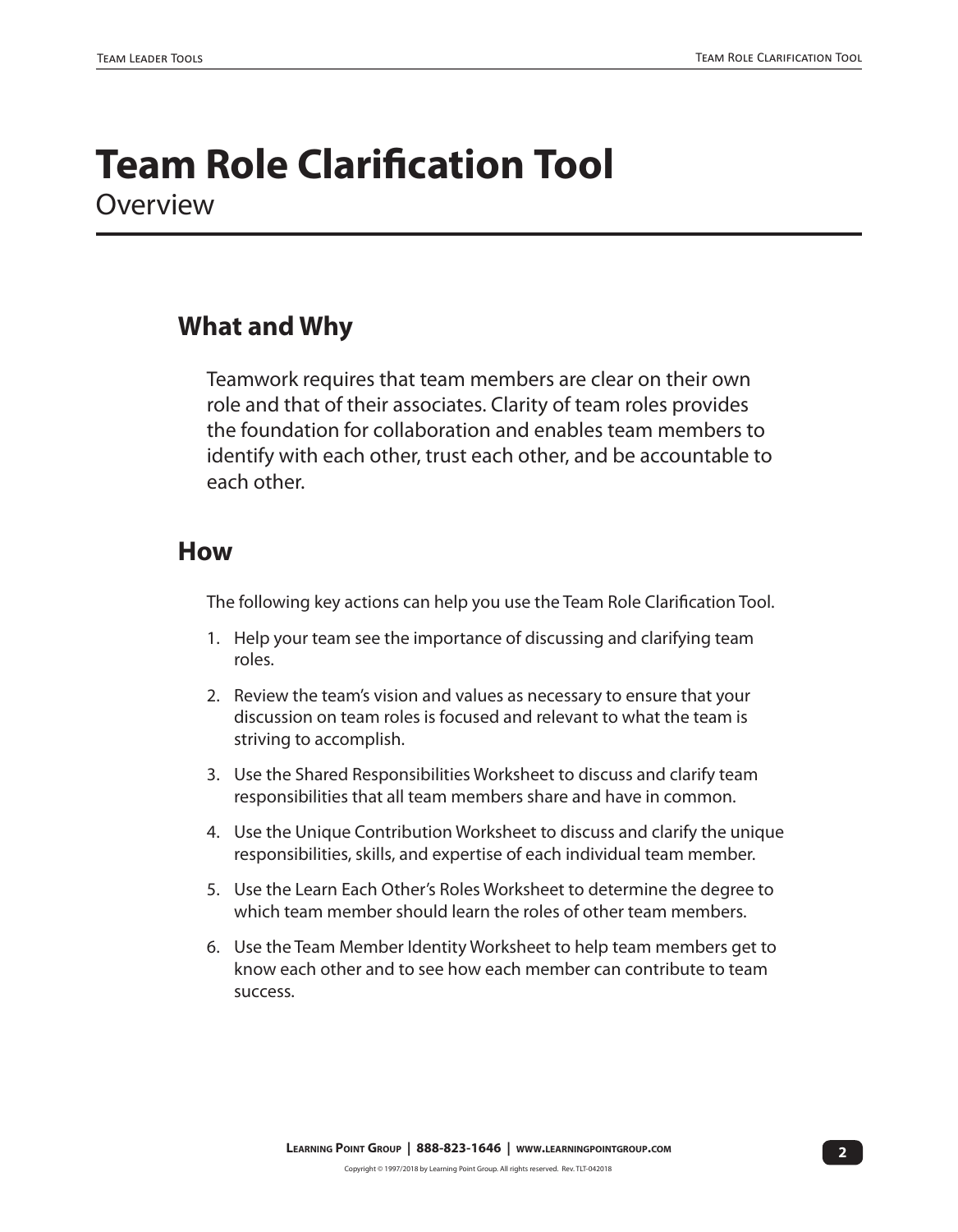# Team Role Clarification Tool

Overview

## What and Why

Teamwork requires that team members are clear on their own role and that of their associates. Clarity of team roles provides the foundation for collaboration and enables team members to identify with each other, trust each other, and be accountable to each other.

## How

The following key actions can help you use the Team Role Clarification Tool.

1. Help your team see the importance of discussing and clarifying team roles.
2. Review the team's vision and values as necessary to ensure that your discussion on team roles is focused and relevant to what the team is striving to accomplish.
3. Use the Shared Responsibilities Worksheet to discuss and clarify team responsibilities that all team members share and have in common.
4. Use the Unique Contribution Worksheet to discuss and clarify the unique responsibilities, skills, and expertise of each individual team member.
5. Use the Learn Each Other's Roles Worksheet to determine the degree to which team member should learn the roles of other team members.
6. Use the Team Member Identity Worksheet to help team members get to know each other and to see how each member can contribute to team success.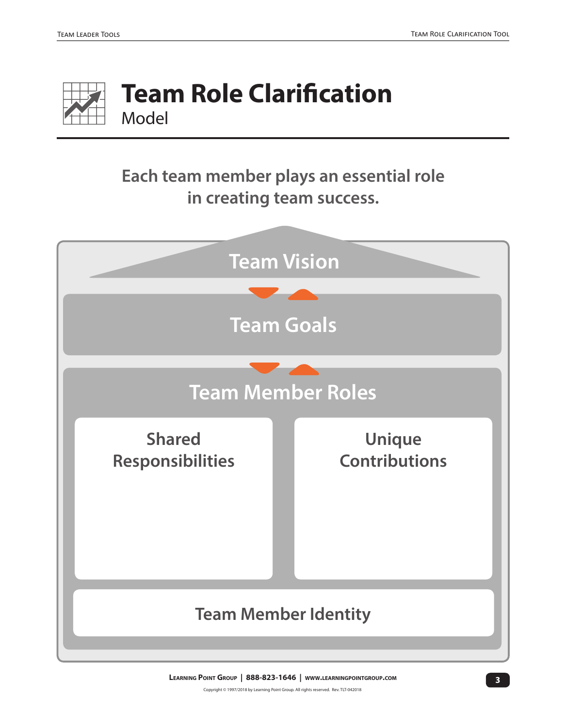# Team Role Clarification

Model

**Each team member plays an essential role in creating team success.**

**Team Vision**

**Team Goals**

**Team Member Roles**

**Shared Responsibilities**

**Unique Contributions**

**Team Member Identity**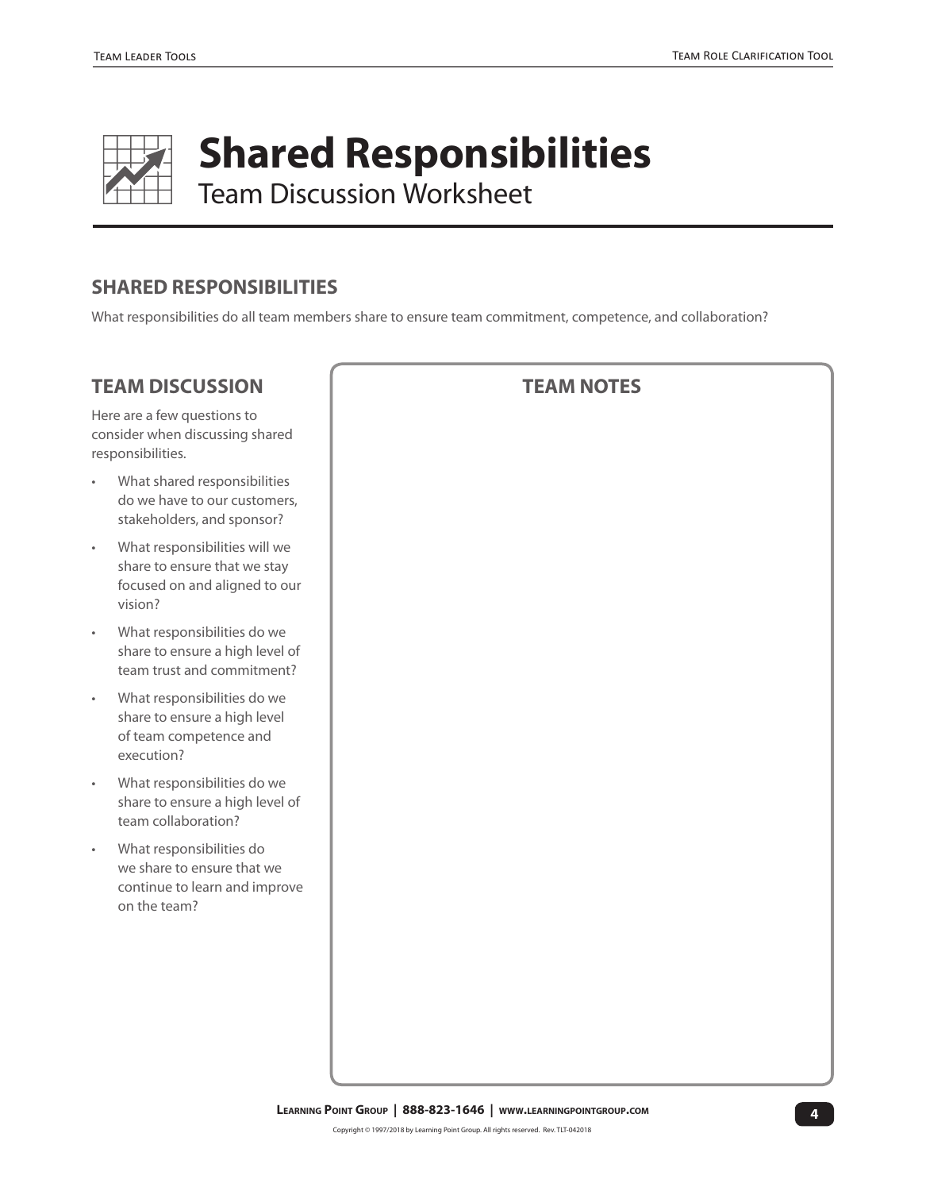# Shared Responsibilities

Team Discussion Worksheet

## SHARED RESPONSIBILITIES

What responsibilities do all team members share to ensure team commitment, competence, and collaboration?

## TEAM DISCUSSION

Here are a few questions to consider when discussing shared responsibilities.

- What shared responsibilities do we have to our customers, stakeholders, and sponsor?
- What responsibilities will we share to ensure that we stay focused on and aligned to our vision?
- What responsibilities do we share to ensure a high level of team trust and commitment?
- What responsibilities do we share to ensure a high level of team competence and execution?
- What responsibilities do we share to ensure a high level of team collaboration?
- What responsibilities do we share to ensure that we continue to learn and improve on the team?

## TEAM NOTES

Copyright © 1997/2018 by Learning Point Group. All rights reserved. Rev. TLT-042018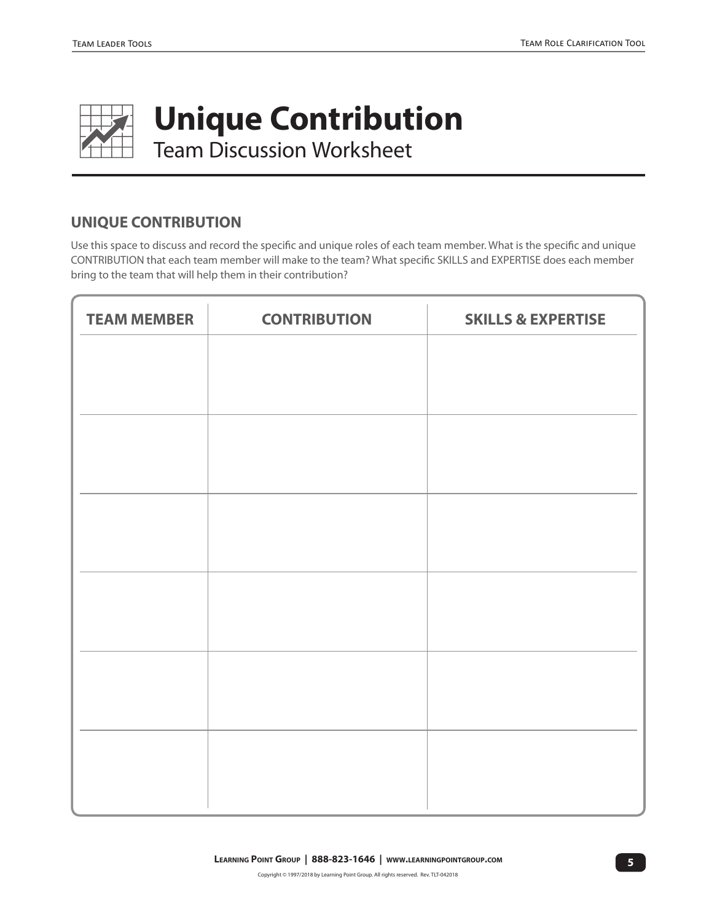# Unique Contribution

## Team Discussion Worksheet

### UNIQUE CONTRIBUTION

Use this space to discuss and record the specific and unique roles of each team member. What is the specific and unique CONTRIBUTION that each team member will make to the team? What specific SKILLS and EXPERTISE does each member bring to the team that will help them in their contribution?

| TEAM MEMBER | CONTRIBUTION | SKILLS & EXPERTISE |
| --- | --- | --- |
| | | |
| | | |
| | | |
| | | |
| | | |
| | | |

Copyright © 1997/2018 by Learning Point Group. All rights reserved. Rev. TLT-042018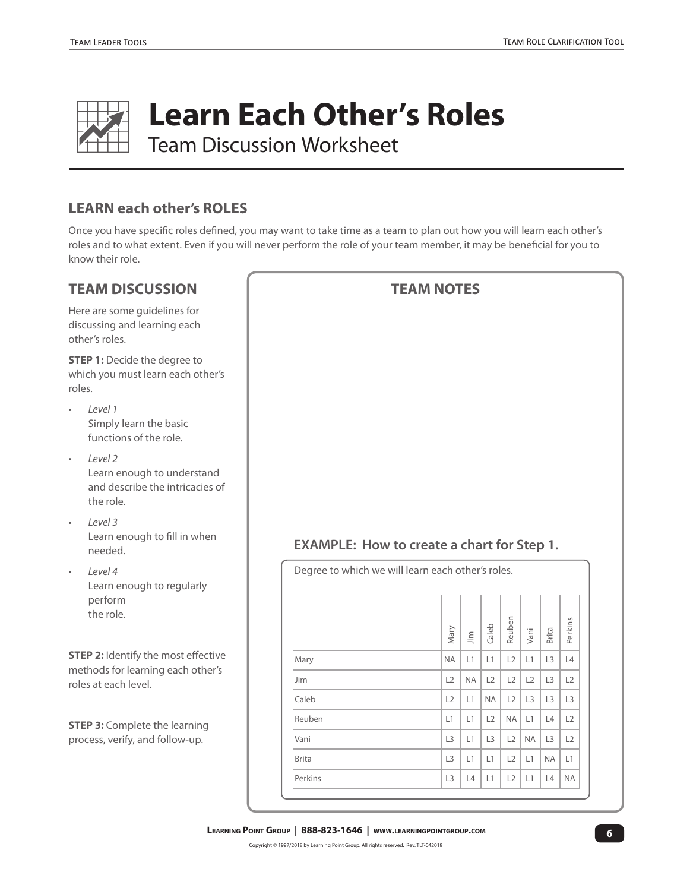# Learn Each Other's Roles

Team Discussion Worksheet

## LEARN each other's ROLES

Once you have specific roles defined, you may want to take time as a team to plan out how you will learn each other's roles and to what extent. Even if you will never perform the role of your team member, it may be beneficial for you to know their role.

## TEAM DISCUSSION

Here are some guidelines for discussing and learning each other's roles.

**STEP 1:** Decide the degree to which you must learn each other's roles.

- *Level 1*
  Simply learn the basic functions of the role.
- *Level 2*
  Learn enough to understand and describe the intricacies of the role.
- *Level 3*
  Learn enough to fill in when needed.
- *Level 4*
  Learn enough to regularly perform the role.

**STEP 2:** Identify the most effective methods for learning each other's roles at each level.

**STEP 3:** Complete the learning process, verify, and follow-up.

## TEAM NOTES

### EXAMPLE: How to create a chart for Step 1.

Degree to which we will learn each other's roles.

| | Mary | Jim | Caleb | Reuben | Vani | Brita | Perkins |
|---|---|---|---|---|---|---|---|
| Mary | NA | L1 | L1 | L2 | L1 | L3 | L4 |
| Jim | L2 | NA | L2 | L2 | L2 | L3 | L2 |
| Caleb | L2 | L1 | NA | L2 | L3 | L3 | L3 |
| Reuben | L1 | L1 | L2 | NA | L1 | L4 | L2 |
| Vani | L3 | L1 | L3 | L2 | NA | L3 | L2 |
| Brita | L3 | L1 | L1 | L2 | L1 | NA | L1 |
| Perkins | L3 | L4 | L1 | L2 | L1 | L4 | NA |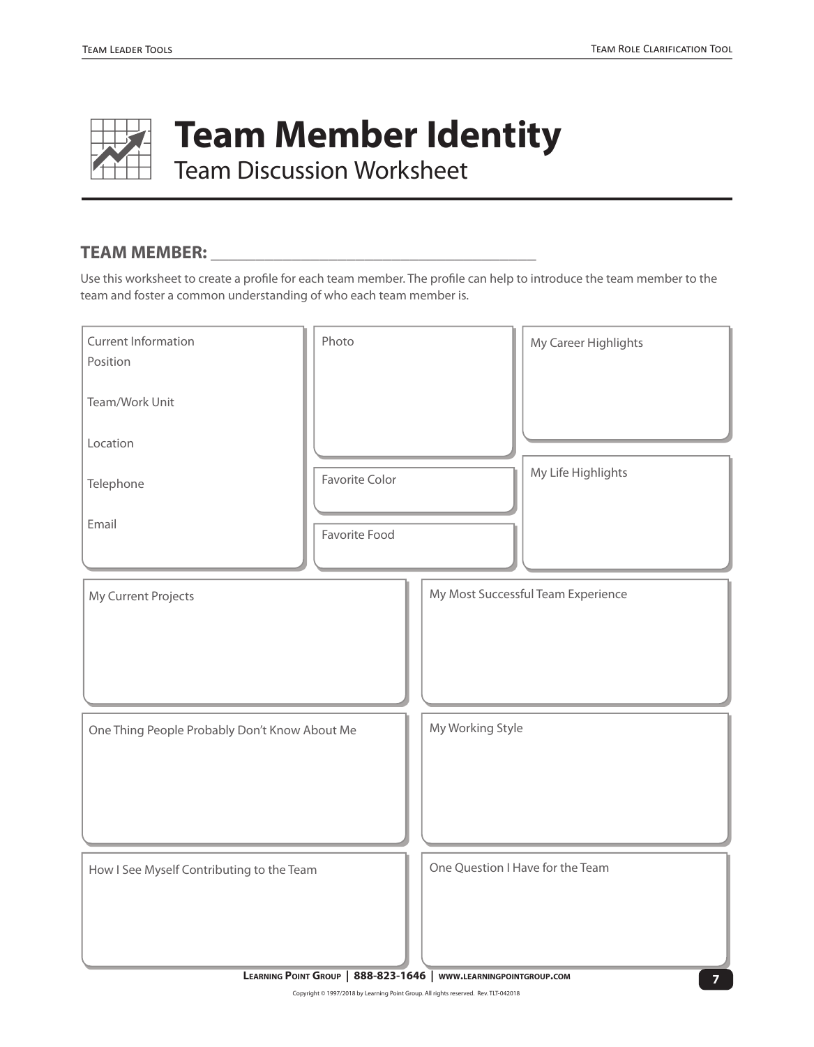# Team Member Identity

## Team Discussion Worksheet

**TEAM MEMBER:** ___________________________________________

Use this worksheet to create a profile for each team member. The profile can help to introduce the team member to the team and foster a common understanding of who each team member is.

Current Information

Position

Team/Work Unit

Location

Telephone

Email

Photo

Favorite Color

Favorite Food

My Career Highlights

My Life Highlights

My Current Projects

My Most Successful Team Experience

One Thing People Probably Don't Know About Me

My Working Style

How I See Myself Contributing to the Team

One Question I Have for the Team

**Learning Point Group | 888-823-1646 | www.learningpointgroup.com**

Copyright © 1997/2018 by Learning Point Group. All rights reserved. Rev. TLT-042018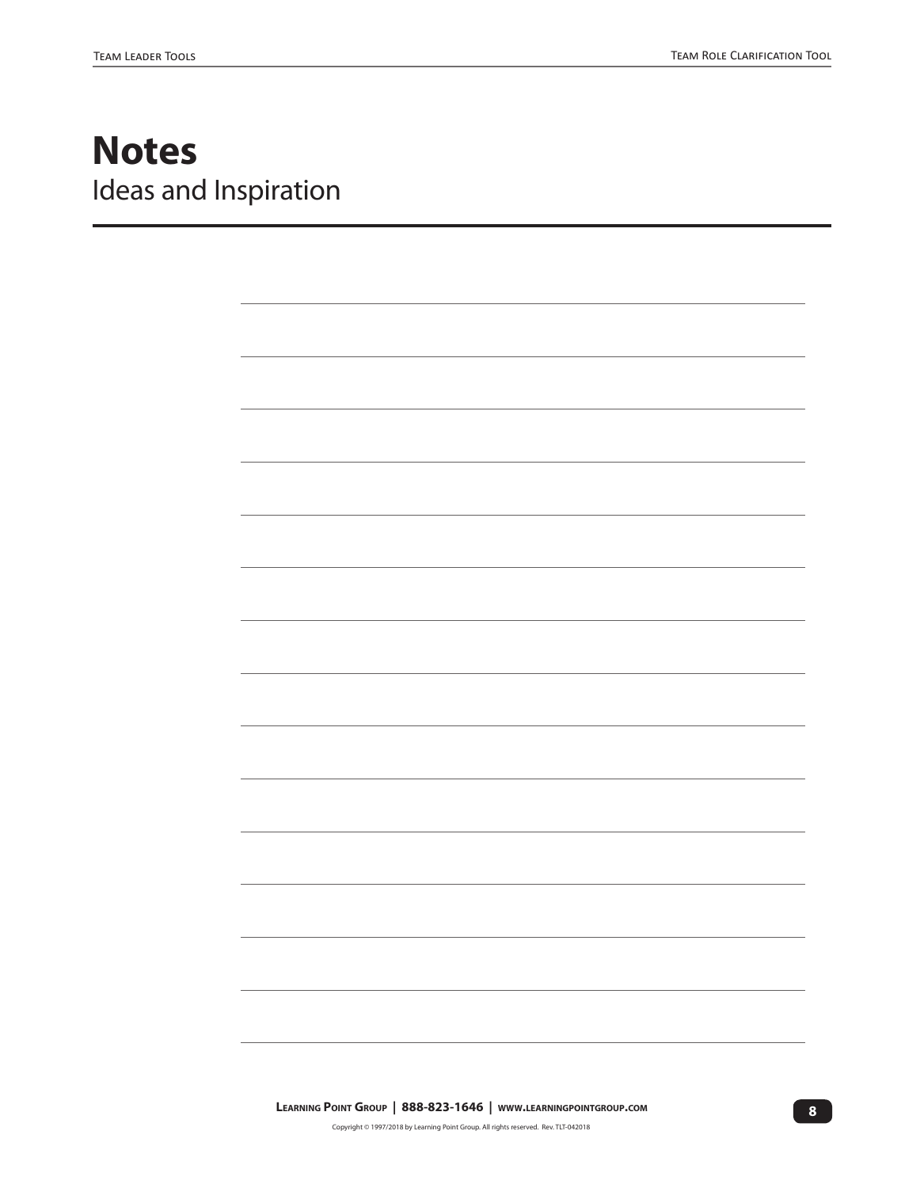# Notes

Ideas and Inspiration